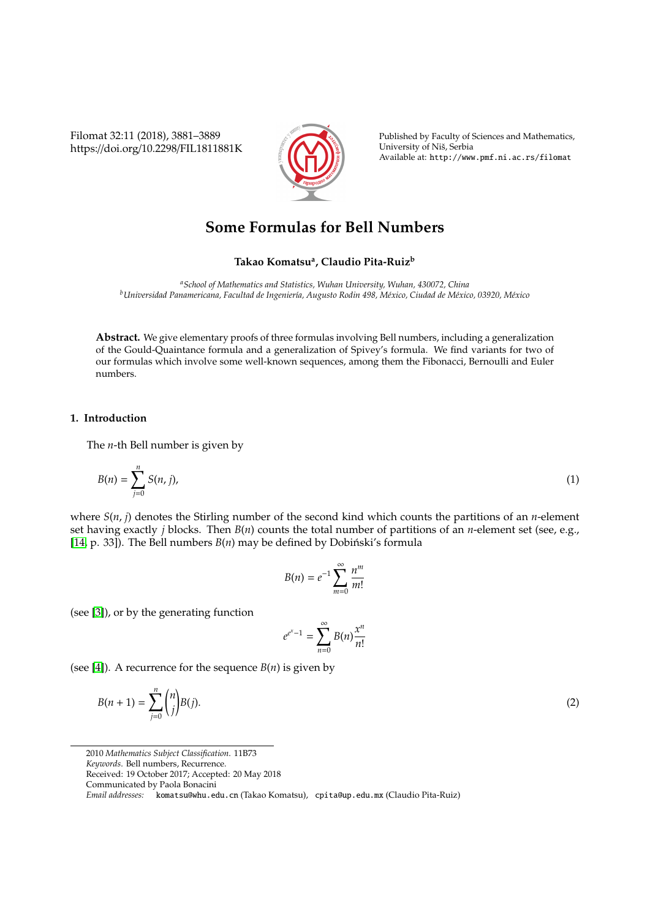# Some Formulas for Bell Numbers

**Takao Komatsu[a], Claudio Pita-Ruiz[b]**

[a] *School of Mathematics and Statistics, Wuhan University, Wuhan, 430072, China*
[b] *Universidad Panamericana, Facultad de Ingeniería, Augusto Rodin 498, México, Ciudad de México, 03920, México*

**Abstract.** We give elementary proofs of three formulas involving Bell numbers, including a generalization of the Gould-Quaintance formula and a generalization of Spivey's formula. We find variants for two of our formulas which involve some well-known sequences, among them the Fibonacci, Bernoulli and Euler numbers.

## 1. Introduction

The $n$-th Bell number is given by

$$B(n) = \sum_{j=0}^{n} S(n, j), \tag{1}$$

where $S(n, j)$ denotes the Stirling number of the second kind which counts the partitions of an $n$-element set having exactly $j$ blocks. Then $B(n)$ counts the total number of partitions of an $n$-element set (see, e.g., [14, p. 33]). The Bell numbers $B(n)$ may be defined by Dobiński's formula

$$B(n) = e^{-1} \sum_{m=0}^{\infty} \frac{n^m}{m!}$$

(see [3]), or by the generating function

$$e^{e^x - 1} = \sum_{n=0}^{\infty} B(n) \frac{x^n}{n!}$$

(see [4]). A recurrence for the sequence $B(n)$ is given by

$$B(n+1) = \sum_{j=0}^{n} \binom{n}{j} B(j). \tag{2}$$

2010 *Mathematics Subject Classification*. 11B73
*Keywords*. Bell numbers, Recurrence.
Received: 19 October 2017; Accepted: 20 May 2018
Communicated by Paola Bonacini
*Email addresses:* komatsu@whu.edu.cn (Takao Komatsu), cpita@up.edu.mx (Claudio Pita-Ruiz)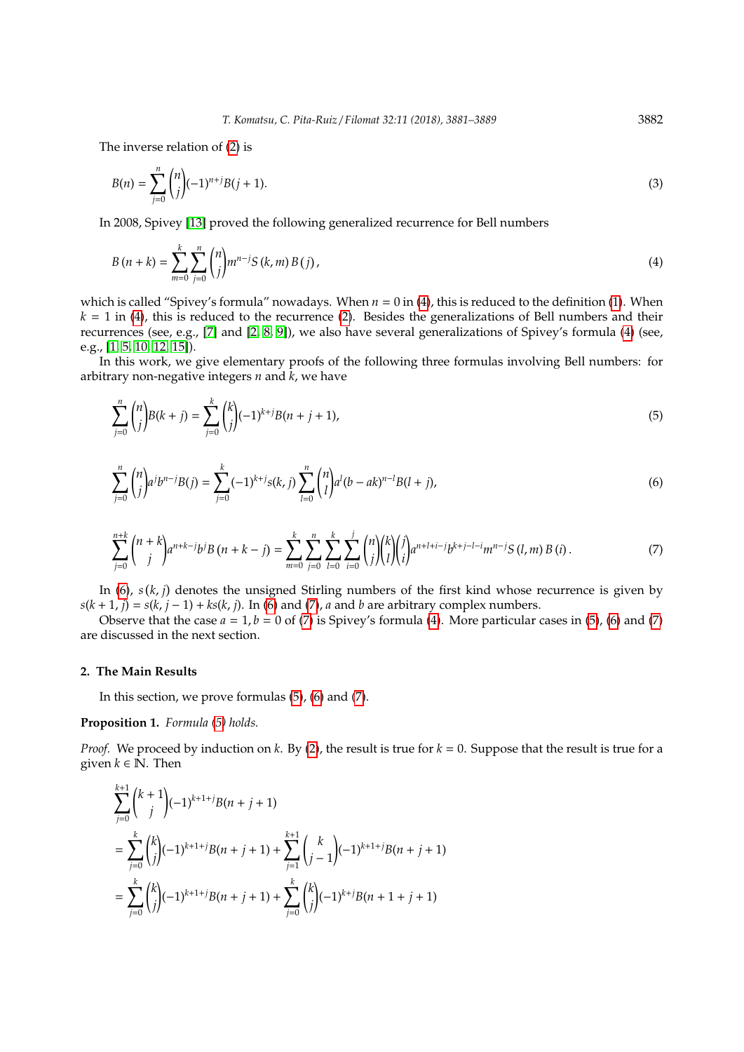The inverse relation of (2) is

$$B(n) = \sum_{j=0}^{n} \binom{n}{j} (-1)^{n+j} B(j+1). \tag{3}$$

In 2008, Spivey [13] proved the following generalized recurrence for Bell numbers

$$B(n+k) = \sum_{m=0}^{k} \sum_{j=0}^{n} \binom{n}{j} m^{n-j} S(k,m) B(j), \tag{4}$$

which is called "Spivey's formula" nowadays. When $n = 0$ in (4), this is reduced to the definition (1). When $k = 1$ in (4), this is reduced to the recurrence (2). Besides the generalizations of Bell numbers and their recurrences (see, e.g., [7] and [2, 8, 9]), we also have several generalizations of Spivey's formula (4) (see, e.g., [1, 5, 10, 12, 15]).

In this work, we give elementary proofs of the following three formulas involving Bell numbers: for arbitrary non-negative integers $n$ and $k$, we have

$$\sum_{j=0}^{n} \binom{n}{j} B(k+j) = \sum_{j=0}^{k} \binom{k}{j} (-1)^{k+j} B(n+j+1), \tag{5}$$

$$\sum_{j=0}^{n} \binom{n}{j} a^j b^{n-j} B(j) = \sum_{j=0}^{k} (-1)^{k+j} s(k,j) \sum_{l=0}^{n} \binom{n}{l} a^l (b-ak)^{n-l} B(l+j), \tag{6}$$

$$\sum_{j=0}^{n+k} \binom{n+k}{j} a^{n+k-j} b^j B(n+k-j) = \sum_{m=0}^{k} \sum_{j=0}^{n} \sum_{l=0}^{k} \sum_{i=0}^{j} \binom{n}{j} \binom{k}{l} \binom{j}{i} a^{n+l+i-j} b^{k+j-l-i} m^{n-j} S(l,m) B(i). \tag{7}$$

In (6), $s(k,j)$ denotes the unsigned Stirling numbers of the first kind whose recurrence is given by $s(k+1,j) = s(k,j-1) + ks(k,j)$. In (6) and (7), $a$ and $b$ are arbitrary complex numbers.

Observe that the case $a = 1, b = 0$ of (7) is Spivey's formula (4). More particular cases in (5), (6) and (7) are discussed in the next section.

## 2. The Main Results

In this section, we prove formulas (5), (6) and (7).

**Proposition 1.** *Formula (5) holds.*

*Proof.* We proceed by induction on $k$. By (2), the result is true for $k = 0$. Suppose that the result is true for a given $k \in \mathbb{N}$. Then

$$\begin{aligned}
&\sum_{j=0}^{k+1} \binom{k+1}{j} (-1)^{k+1+j} B(n+j+1) \\
&= \sum_{j=0}^{k} \binom{k}{j} (-1)^{k+1+j} B(n+j+1) + \sum_{j=1}^{k+1} \binom{k}{j-1} (-1)^{k+1+j} B(n+j+1) \\
&= \sum_{j=0}^{k} \binom{k}{j} (-1)^{k+1+j} B(n+j+1) + \sum_{j=0}^{k} \binom{k}{j} (-1)^{k+j} B(n+1+j+1)
\end{aligned}$$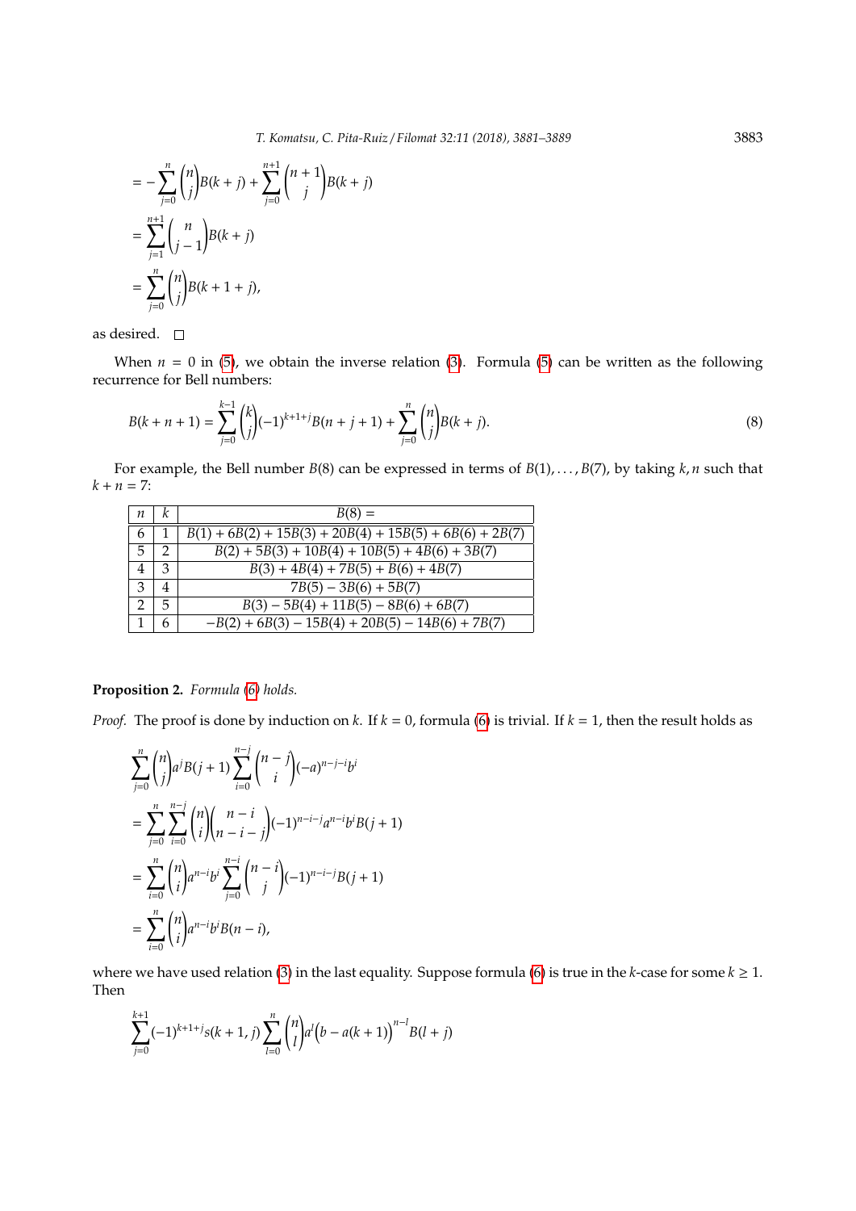$$
\begin{aligned}
&= -\sum_{j=0}^{n}\binom{n}{j}B(k+j) + \sum_{j=0}^{n+1}\binom{n+1}{j}B(k+j)\\
&= \sum_{j=1}^{n+1}\binom{n}{j-1}B(k+j)\\
&= \sum_{j=0}^{n}\binom{n}{j}B(k+1+j),
\end{aligned}
$$

as desired. □

When $n = 0$ in (5), we obtain the inverse relation (3). Formula (5) can be written as the following recurrence for Bell numbers:

$$
B(k+n+1) = \sum_{j=0}^{k-1}\binom{k}{j}(-1)^{k+1+j}B(n+j+1) + \sum_{j=0}^{n}\binom{n}{j}B(k+j). \tag{8}
$$

For example, the Bell number $B(8)$ can be expressed in terms of $B(1), \dots, B(7)$, by taking $k, n$ such that $k + n = 7$:

| $n$ | $k$ | $B(8) =$ |
|---|---|---|
| 6 | 1 | $B(1) + 6B(2) + 15B(3) + 20B(4) + 15B(5) + 6B(6) + 2B(7)$ |
| 5 | 2 | $B(2) + 5B(3) + 10B(4) + 10B(5) + 4B(6) + 3B(7)$ |
| 4 | 3 | $B(3) + 4B(4) + 7B(5) + B(6) + 4B(7)$ |
| 3 | 4 | $7B(5) - 3B(6) + 5B(7)$ |
| 2 | 5 | $B(3) - 5B(4) + 11B(5) - 8B(6) + 6B(7)$ |
| 1 | 6 | $-B(2) + 6B(3) - 15B(4) + 20B(5) - 14B(6) + 7B(7)$ |

**Proposition 2.** *Formula (6) holds.*

*Proof.* The proof is done by induction on $k$. If $k = 0$, formula (6) is trivial. If $k = 1$, then the result holds as

$$
\begin{aligned}
&\sum_{j=0}^{n}\binom{n}{j}a^{j}B(j+1)\sum_{i=0}^{n-j}\binom{n-j}{i}(-a)^{n-j-i}b^{i}\\
&= \sum_{j=0}^{n}\sum_{i=0}^{n-j}\binom{n}{i}\binom{n-i}{n-i-j}(-1)^{n-i-j}a^{n-i}b^{i}B(j+1)\\
&= \sum_{i=0}^{n}\binom{n}{i}a^{n-i}b^{i}\sum_{j=0}^{n-i}\binom{n-i}{j}(-1)^{n-i-j}B(j+1)\\
&= \sum_{i=0}^{n}\binom{n}{i}a^{n-i}b^{i}B(n-i),
\end{aligned}
$$

where we have used relation (3) in the last equality. Suppose formula (6) is true in the $k$-case for some $k \geq 1$. Then

$$
\sum_{j=0}^{k+1}(-1)^{k+1+j}s(k+1,j)\sum_{l=0}^{n}\binom{n}{l}a^{l}\big(b-a(k+1)\big)^{n-l}B(l+j)
$$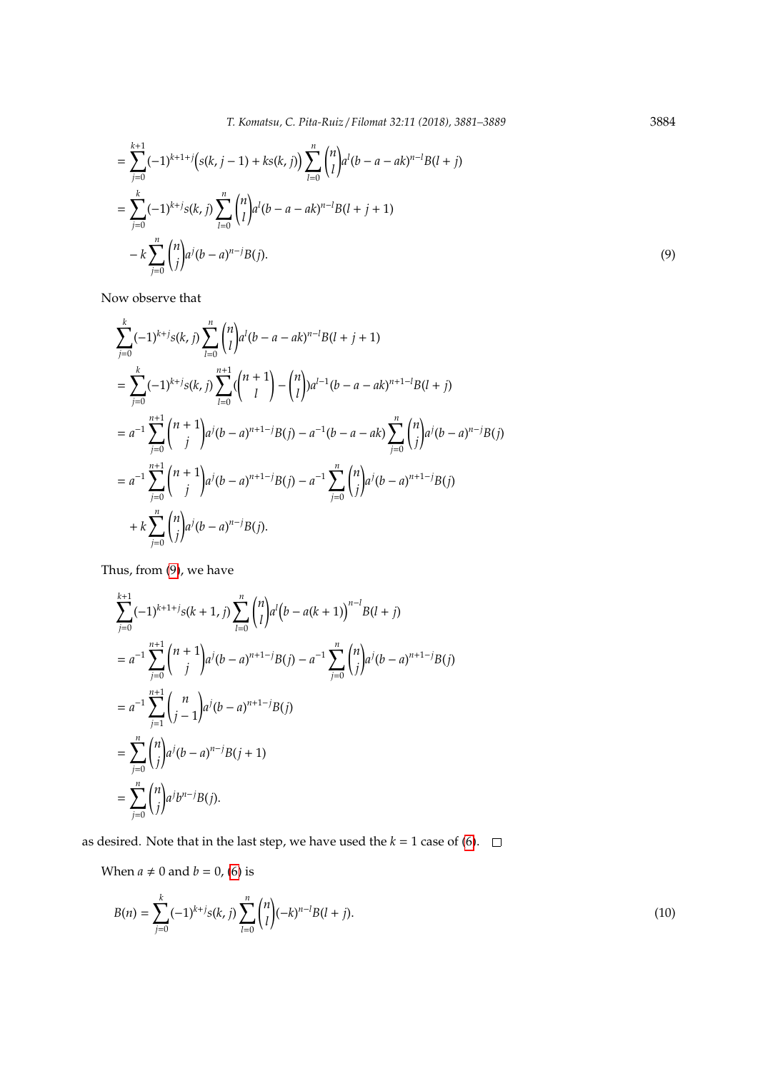$$
\begin{aligned}
&= \sum_{j=0}^{k+1} (-1)^{k+1+j} \Big( s(k, j-1) + k s(k, j) \Big) \sum_{l=0}^{n} \binom{n}{l} a^l (b - a - ak)^{n-l} B(l + j) \\
&= \sum_{j=0}^{k} (-1)^{k+j} s(k, j) \sum_{l=0}^{n} \binom{n}{l} a^l (b - a - ak)^{n-l} B(l + j + 1) \\
&\quad - k \sum_{j=0}^{n} \binom{n}{j} a^j (b - a)^{n-j} B(j).
\end{aligned} \tag{9}
$$

Now observe that

$$
\begin{aligned}
&\sum_{j=0}^{k} (-1)^{k+j} s(k, j) \sum_{l=0}^{n} \binom{n}{l} a^l (b - a - ak)^{n-l} B(l + j + 1) \\
&= \sum_{j=0}^{k} (-1)^{k+j} s(k, j) \sum_{l=0}^{n+1} \Big( \binom{n+1}{l} - \binom{n}{l} \Big) a^{l-1} (b - a - ak)^{n+1-l} B(l + j) \\
&= a^{-1} \sum_{j=0}^{n+1} \binom{n+1}{j} a^j (b - a)^{n+1-j} B(j) - a^{-1} (b - a - ak) \sum_{j=0}^{n} \binom{n}{j} a^j (b - a)^{n-j} B(j) \\
&= a^{-1} \sum_{j=0}^{n+1} \binom{n+1}{j} a^j (b - a)^{n+1-j} B(j) - a^{-1} \sum_{j=0}^{n} \binom{n}{j} a^j (b - a)^{n+1-j} B(j) \\
&\quad + k \sum_{j=0}^{n} \binom{n}{j} a^j (b - a)^{n-j} B(j).
\end{aligned}
$$

Thus, from (9), we have

$$
\begin{aligned}
&\sum_{j=0}^{k+1} (-1)^{k+1+j} s(k+1, j) \sum_{l=0}^{n} \binom{n}{l} a^l \Big( b - a(k+1) \Big)^{n-l} B(l + j) \\
&= a^{-1} \sum_{j=0}^{n+1} \binom{n+1}{j} a^j (b - a)^{n+1-j} B(j) - a^{-1} \sum_{j=0}^{n} \binom{n}{j} a^j (b - a)^{n+1-j} B(j) \\
&= a^{-1} \sum_{j=1}^{n+1} \binom{n}{j-1} a^j (b - a)^{n+1-j} B(j) \\
&= \sum_{j=0}^{n} \binom{n}{j} a^j (b - a)^{n-j} B(j + 1) \\
&= \sum_{j=0}^{n} \binom{n}{j} a^j b^{n-j} B(j).
\end{aligned}
$$

as desired. Note that in the last step, we have used the $k = 1$ case of (6). □

When $a \neq 0$ and $b = 0$, (6) is

$$
B(n) = \sum_{j=0}^{k} (-1)^{k+j} s(k, j) \sum_{l=0}^{n} \binom{n}{l} (-k)^{n-l} B(l + j). \tag{10}
$$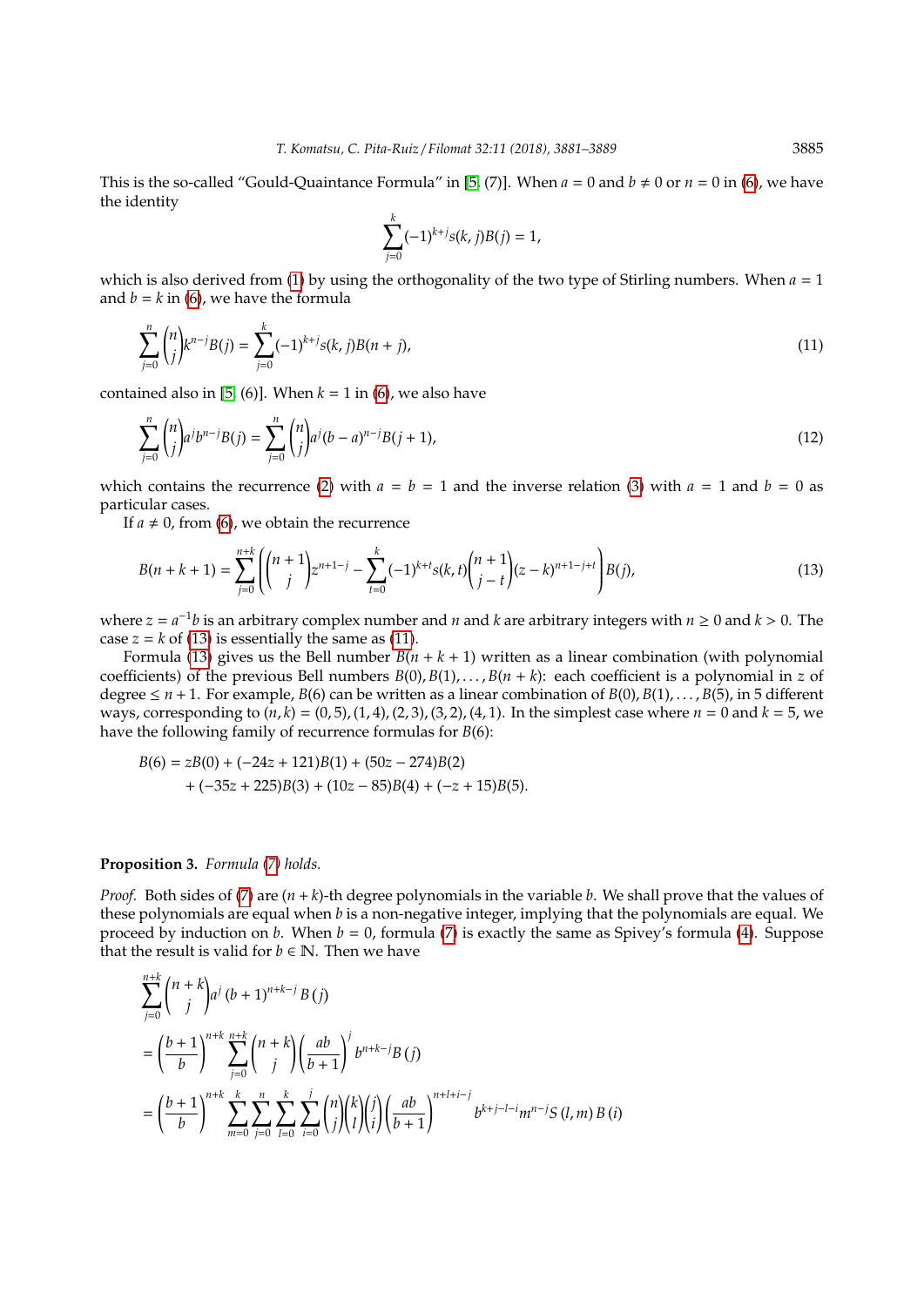This is the so-called "Gould-Quaintance Formula" in [5, (7)]. When $a = 0$ and $b \neq 0$ or $n = 0$ in (6), we have the identity

$$\sum_{j=0}^{k}(-1)^{k+j}s(k,j)B(j) = 1,$$

which is also derived from (1) by using the orthogonality of the two type of Stirling numbers. When $a = 1$ and $b = k$ in (6), we have the formula

$$\sum_{j=0}^{n}\binom{n}{j}k^{n-j}B(j) = \sum_{j=0}^{k}(-1)^{k+j}s(k,j)B(n+j), \tag{11}$$

contained also in [5, (6)]. When $k = 1$ in (6), we also have

$$\sum_{j=0}^{n}\binom{n}{j}a^{j}b^{n-j}B(j) = \sum_{j=0}^{n}\binom{n}{j}a^{j}(b-a)^{n-j}B(j+1), \tag{12}$$

which contains the recurrence (2) with $a = b = 1$ and the inverse relation (3) with $a = 1$ and $b = 0$ as particular cases.

If $a \neq 0$, from (6), we obtain the recurrence

$$B(n+k+1) = \sum_{j=0}^{n+k}\left(\binom{n+1}{j}z^{n+1-j} - \sum_{t=0}^{k}(-1)^{k+t}s(k,t)\binom{n+1}{j-t}(z-k)^{n+1-j+t}\right)B(j), \tag{13}$$

where $z = a^{-1}b$ is an arbitrary complex number and $n$ and $k$ are arbitrary integers with $n \geq 0$ and $k > 0$. The case $z = k$ of (13) is essentially the same as (11).

Formula (13) gives us the Bell number $B(n+k+1)$ written as a linear combination (with polynomial coefficients) of the previous Bell numbers $B(0), B(1), \ldots, B(n+k)$: each coefficient is a polynomial in $z$ of degree $\leq n+1$. For example, $B(6)$ can be written as a linear combination of $B(0), B(1), \ldots, B(5)$, in 5 different ways, corresponding to $(n,k) = (0,5), (1,4), (2,3), (3,2), (4,1)$. In the simplest case where $n = 0$ and $k = 5$, we have the following family of recurrence formulas for $B(6)$:

$$\begin{aligned}B(6) &= zB(0) + (-24z+121)B(1) + (50z-274)B(2)\\ &\quad + (-35z+225)B(3) + (10z-85)B(4) + (-z+15)B(5).\end{aligned}$$

**Proposition 3.** *Formula (7) holds.*

*Proof.* Both sides of (7) are $(n+k)$-th degree polynomials in the variable $b$. We shall prove that the values of these polynomials are equal when $b$ is a non-negative integer, implying that the polynomials are equal. We proceed by induction on $b$. When $b = 0$, formula (7) is exactly the same as Spivey's formula (4). Suppose that the result is valid for $b \in \mathbb{N}$. Then we have

$$\begin{aligned}&\sum_{j=0}^{n+k}\binom{n+k}{j}a^{j}(b+1)^{n+k-j}B(j)\\ &= \left(\frac{b+1}{b}\right)^{n+k}\sum_{j=0}^{n+k}\binom{n+k}{j}\left(\frac{ab}{b+1}\right)^{j}b^{n+k-j}B(j)\\ &= \left(\frac{b+1}{b}\right)^{n+k}\sum_{m=0}^{k}\sum_{j=0}^{n}\sum_{l=0}^{k}\sum_{i=0}^{j}\binom{n}{j}\binom{k}{l}\binom{j}{i}\left(\frac{ab}{b+1}\right)^{n+l+i-j}b^{k+j-l-i}m^{n-j}S(l,m)B(i)\end{aligned}$$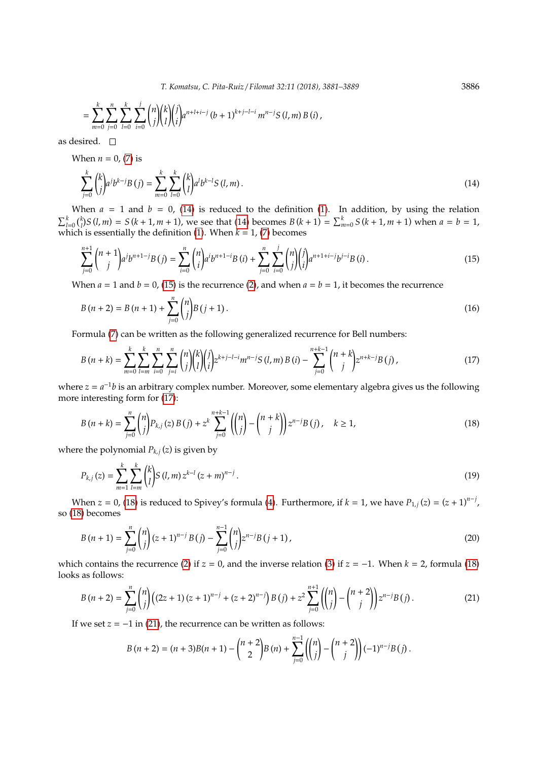$$= \sum_{m=0}^{k}\sum_{j=0}^{n}\sum_{l=0}^{k}\sum_{i=0}^{j}\binom{n}{j}\binom{k}{l}\binom{j}{i}a^{n+l+i-j}(b+1)^{k+j-l-i}m^{n-j}S(l,m)B(i),$$

as desired. □

When $n=0$, (7) is

$$\sum_{j=0}^{k}\binom{k}{j}a^{j}b^{k-j}B(j)=\sum_{m=0}^{k}\sum_{l=0}^{k}\binom{k}{l}a^{l}b^{k-l}S(l,m). \tag{14}$$

When $a=1$ and $b=0$, (14) is reduced to the definition (1). In addition, by using the relation $\sum_{l=0}^{k}\binom{k}{l}S(l,m)=S(k+1,m+1)$, we see that (14) becomes $B(k+1)=\sum_{m=0}^{k}S(k+1,m+1)$ when $a=b=1$, which is essentially the definition (1). When $k=1$, (7) becomes

$$\sum_{j=0}^{n+1}\binom{n+1}{j}a^{j}b^{n+1-j}B(j)=\sum_{i=0}^{n}\binom{n}{i}a^{i}b^{n+1-i}B(i)+\sum_{j=0}^{n}\sum_{i=0}^{j}\binom{n}{j}\binom{j}{i}a^{n+1+i-j}b^{j-i}B(i). \tag{15}$$

When $a=1$ and $b=0$, (15) is the recurrence (2), and when $a=b=1$, it becomes the recurrence

$$B(n+2)=B(n+1)+\sum_{j=0}^{n}\binom{n}{j}B(j+1). \tag{16}$$

Formula (7) can be written as the following generalized recurrence for Bell numbers:

$$B(n+k)=\sum_{m=0}^{k}\sum_{l=m}^{k}\sum_{i=0}^{n}\sum_{j=i}^{n}\binom{n}{j}\binom{k}{l}\binom{j}{i}z^{k+j-l-i}m^{n-j}S(l,m)B(i)-\sum_{j=0}^{n+k-1}\binom{n+k}{j}z^{n+k-j}B(j), \tag{17}$$

where $z=a^{-1}b$ is an arbitrary complex number. Moreover, some elementary algebra gives us the following more interesting form for (17):

$$B(n+k)=\sum_{j=0}^{n}\binom{n}{j}P_{k,j}(z)B(j)+z^{k}\sum_{j=0}^{n+k-1}\left(\binom{n}{j}-\binom{n+k}{j}\right)z^{n-j}B(j),\quad k\geq 1, \tag{18}$$

where the polynomial $P_{k,j}(z)$ is given by

$$P_{k,j}(z)=\sum_{m=1}^{k}\sum_{l=m}^{k}\binom{k}{l}S(l,m)z^{k-l}(z+m)^{n-j}. \tag{19}$$

When $z=0$, (18) is reduced to Spivey's formula (4). Furthermore, if $k=1$, we have $P_{1,j}(z)=(z+1)^{n-j}$, so (18) becomes

$$B(n+1)=\sum_{j=0}^{n}\binom{n}{j}(z+1)^{n-j}B(j)-\sum_{j=0}^{n-1}\binom{n}{j}z^{n-j}B(j+1), \tag{20}$$

which contains the recurrence (2) if $z=0$, and the inverse relation (3) if $z=-1$. When $k=2$, formula (18) looks as follows:

$$B(n+2)=\sum_{j=0}^{n}\binom{n}{j}\left((2z+1)(z+1)^{n-j}+(z+2)^{n-j}\right)B(j)+z^{2}\sum_{j=0}^{n+1}\left(\binom{n}{j}-\binom{n+2}{j}\right)z^{n-j}B(j). \tag{21}$$

If we set $z=-1$ in (21), the recurrence can be written as follows:

$$B(n+2)=(n+3)B(n+1)-\binom{n+2}{2}B(n)+\sum_{j=0}^{n-1}\left(\binom{n}{j}-\binom{n+2}{j}\right)(-1)^{n-j}B(j).$$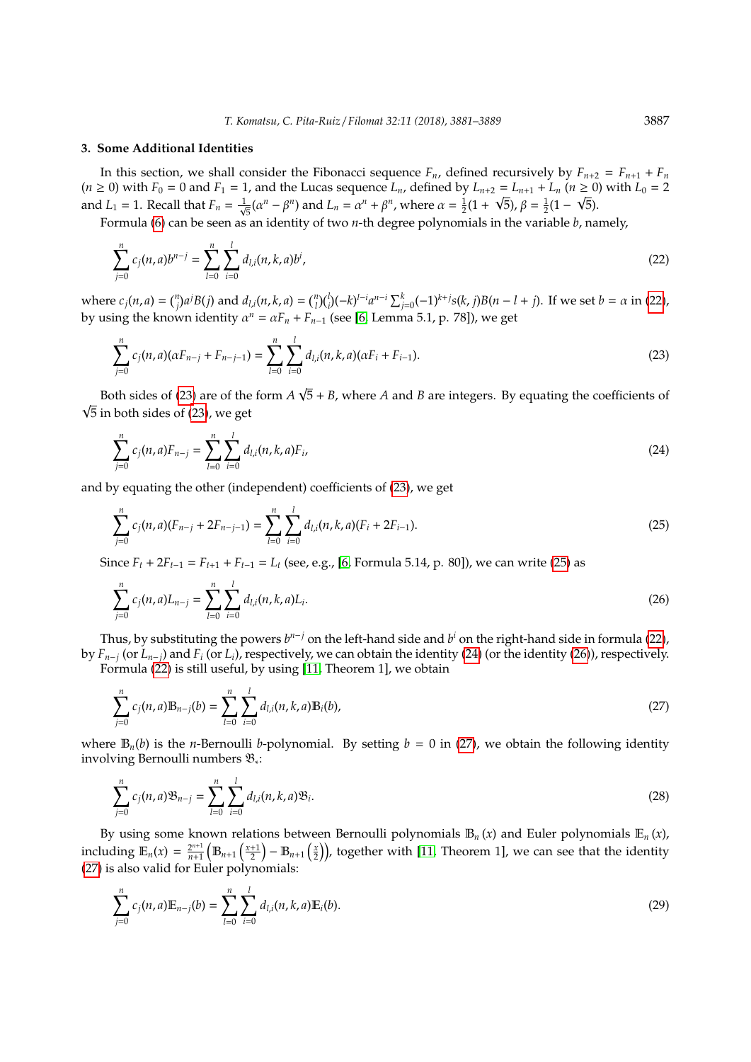## 3. Some Additional Identities

In this section, we shall consider the Fibonacci sequence $F_n$, defined recursively by $F_{n+2} = F_{n+1} + F_n$ ($n \geq 0$) with $F_0 = 0$ and $F_1 = 1$, and the Lucas sequence $L_n$, defined by $L_{n+2} = L_{n+1} + L_n$ ($n \geq 0$) with $L_0 = 2$ and $L_1 = 1$. Recall that $F_n = \frac{1}{\sqrt{5}}(\alpha^n - \beta^n)$ and $L_n = \alpha^n + \beta^n$, where $\alpha = \frac{1}{2}(1+\sqrt{5})$, $\beta = \frac{1}{2}(1-\sqrt{5})$.

Formula (6) can be seen as an identity of two $n$-th degree polynomials in the variable $b$, namely,

$$\sum_{j=0}^{n} c_j(n,a) b^{n-j} = \sum_{l=0}^{n}\sum_{i=0}^{l} d_{l,i}(n,k,a) b^i, \tag{22}$$

where $c_j(n,a) = \binom{n}{j} a^j B(j)$ and $d_{l,i}(n,k,a) = \binom{n}{l}\binom{l}{i}(-k)^{l-i} a^{n-i} \sum_{j=0}^{k} (-1)^{k+j} s(k,j) B(n-l+j)$. If we set $b = \alpha$ in (22), by using the known identity $\alpha^n = \alpha F_n + F_{n-1}$ (see [6, Lemma 5.1, p. 78]), we get

$$\sum_{j=0}^{n} c_j(n,a)(\alpha F_{n-j} + F_{n-j-1}) = \sum_{l=0}^{n}\sum_{i=0}^{l} d_{l,i}(n,k,a)(\alpha F_i + F_{i-1}). \tag{23}$$

Both sides of (23) are of the form $A\sqrt{5} + B$, where $A$ and $B$ are integers. By equating the coefficients of $\sqrt{5}$ in both sides of (23), we get

$$\sum_{j=0}^{n} c_j(n,a) F_{n-j} = \sum_{l=0}^{n}\sum_{i=0}^{l} d_{l,i}(n,k,a) F_i, \tag{24}$$

and by equating the other (independent) coefficients of (23), we get

$$\sum_{j=0}^{n} c_j(n,a)(F_{n-j} + 2F_{n-j-1}) = \sum_{l=0}^{n}\sum_{i=0}^{l} d_{l,i}(n,k,a)(F_i + 2F_{i-1}). \tag{25}$$

Since $F_t + 2F_{t-1} = F_{t+1} + F_{t-1} = L_t$ (see, e.g., [6, Formula 5.14, p. 80]), we can write (25) as

$$\sum_{j=0}^{n} c_j(n,a) L_{n-j} = \sum_{l=0}^{n}\sum_{i=0}^{l} d_{l,i}(n,k,a) L_i. \tag{26}$$

Thus, by substituting the powers $b^{n-j}$ on the left-hand side and $b^i$ on the right-hand side in formula (22), by $F_{n-j}$ (or $L_{n-j}$) and $F_i$ (or $L_i$), respectively, we can obtain the identity (24) (or the identity (26)), respectively.

Formula (22) is still useful, by using [11, Theorem 1], we obtain

$$\sum_{j=0}^{n} c_j(n,a) \mathbb{B}_{n-j}(b) = \sum_{l=0}^{n}\sum_{i=0}^{l} d_{l,i}(n,k,a) \mathbb{B}_i(b), \tag{27}$$

where $\mathbb{B}_n(b)$ is the $n$-Bernoulli $b$-polynomial. By setting $b = 0$ in (27), we obtain the following identity involving Bernoulli numbers $\mathfrak{B}_*$:

$$\sum_{j=0}^{n} c_j(n,a) \mathfrak{B}_{n-j} = \sum_{l=0}^{n}\sum_{i=0}^{l} d_{l,i}(n,k,a) \mathfrak{B}_i. \tag{28}$$

By using some known relations between Bernoulli polynomials $\mathbb{B}_n(x)$ and Euler polynomials $\mathbb{E}_n(x)$, including $\mathbb{E}_n(x) = \frac{2^{n+1}}{n+1}\left(\mathbb{B}_{n+1}\left(\frac{x+1}{2}\right) - \mathbb{B}_{n+1}\left(\frac{x}{2}\right)\right)$, together with [11, Theorem 1], we can see that the identity (27) is also valid for Euler polynomials:

$$\sum_{j=0}^{n} c_j(n,a) \mathbb{E}_{n-j}(b) = \sum_{l=0}^{n}\sum_{i=0}^{l} d_{l,i}(n,k,a) \mathbb{E}_i(b). \tag{29}$$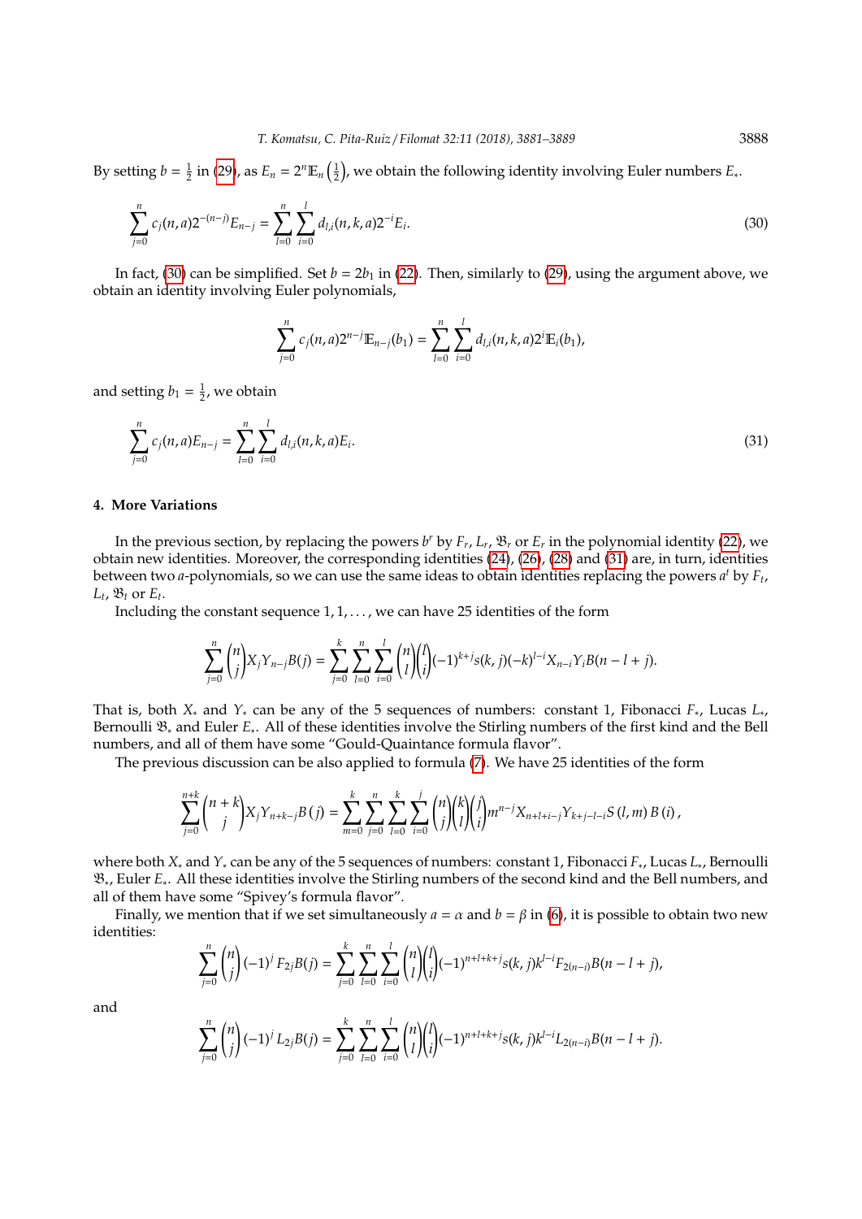By setting $b = \frac{1}{2}$ in (29), as $E_n = 2^n \mathbb{E}_n\left(\frac{1}{2}\right)$, we obtain the following identity involving Euler numbers $E_*$.

$$\sum_{j=0}^{n} c_j(n,a) 2^{-(n-j)} E_{n-j} = \sum_{l=0}^{n} \sum_{i=0}^{l} d_{l,i}(n,k,a) 2^{-i} E_i. \tag{30}$$

In fact, (30) can be simplified. Set $b = 2b_1$ in (22). Then, similarly to (29), using the argument above, we obtain an identity involving Euler polynomials,

$$\sum_{j=0}^{n} c_j(n,a) 2^{n-j} \mathbb{E}_{n-j}(b_1) = \sum_{l=0}^{n} \sum_{i=0}^{l} d_{l,i}(n,k,a) 2^{i} \mathbb{E}_i(b_1),$$

and setting $b_1 = \frac{1}{2}$, we obtain

$$\sum_{j=0}^{n} c_j(n,a) E_{n-j} = \sum_{l=0}^{n} \sum_{i=0}^{l} d_{l,i}(n,k,a) E_i. \tag{31}$$

## 4. More Variations

In the previous section, by replacing the powers $b^r$ by $F_r$, $L_r$, $\mathfrak{B}_r$ or $E_r$ in the polynomial identity (22), we obtain new identities. Moreover, the corresponding identities (24), (26), (28) and (31) are, in turn, identities between two $a$-polynomials, so we can use the same ideas to obtain identities replacing the powers $a^t$ by $F_t$, $L_t$, $\mathfrak{B}_t$ or $E_t$.

Including the constant sequence $1, 1, \ldots$, we can have 25 identities of the form

$$\sum_{j=0}^{n} \binom{n}{j} X_j Y_{n-j} B(j) = \sum_{j=0}^{k} \sum_{l=0}^{n} \sum_{i=0}^{l} \binom{n}{l} \binom{l}{i} (-1)^{k+j} s(k,j) (-k)^{l-i} X_{n-i} Y_i B(n-l+j).$$

That is, both $X_*$ and $Y_*$ can be any of the 5 sequences of numbers: constant 1, Fibonacci $F_*$, Lucas $L_*$, Bernoulli $\mathfrak{B}_*$ and Euler $E_*$. All of these identities involve the Stirling numbers of the first kind and the Bell numbers, and all of them have some "Gould-Quaintance formula flavor".

The previous discussion can be also applied to formula (7). We have 25 identities of the form

$$\sum_{j=0}^{n+k} \binom{n+k}{j} X_j Y_{n+k-j} B(j) = \sum_{m=0}^{k} \sum_{j=0}^{n} \sum_{l=0}^{k} \sum_{i=0}^{j} \binom{n}{j} \binom{k}{l} \binom{j}{i} m^{n-j} X_{n+l+i-j} Y_{k+j-l-i} S(l,m) B(i),$$

where both $X_*$ and $Y_*$ can be any of the 5 sequences of numbers: constant 1, Fibonacci $F_*$, Lucas $L_*$, Bernoulli $\mathfrak{B}_*$, Euler $E_*$. All these identities involve the Stirling numbers of the second kind and the Bell numbers, and all of them have some "Spivey's formula flavor".

Finally, we mention that if we set simultaneously $a = \alpha$ and $b = \beta$ in (6), it is possible to obtain two new identities:

$$\sum_{j=0}^{n} \binom{n}{j} (-1)^j F_{2j} B(j) = \sum_{j=0}^{k} \sum_{l=0}^{n} \sum_{i=0}^{l} \binom{n}{l} \binom{l}{i} (-1)^{n+l+k+j} s(k,j) k^{l-i} F_{2(n-i)} B(n-l+j),$$

and

$$\sum_{j=0}^{n} \binom{n}{j} (-1)^j L_{2j} B(j) = \sum_{j=0}^{k} \sum_{l=0}^{n} \sum_{i=0}^{l} \binom{n}{l} \binom{l}{i} (-1)^{n+l+k+j} s(k,j) k^{l-i} L_{2(n-i)} B(n-l+j).$$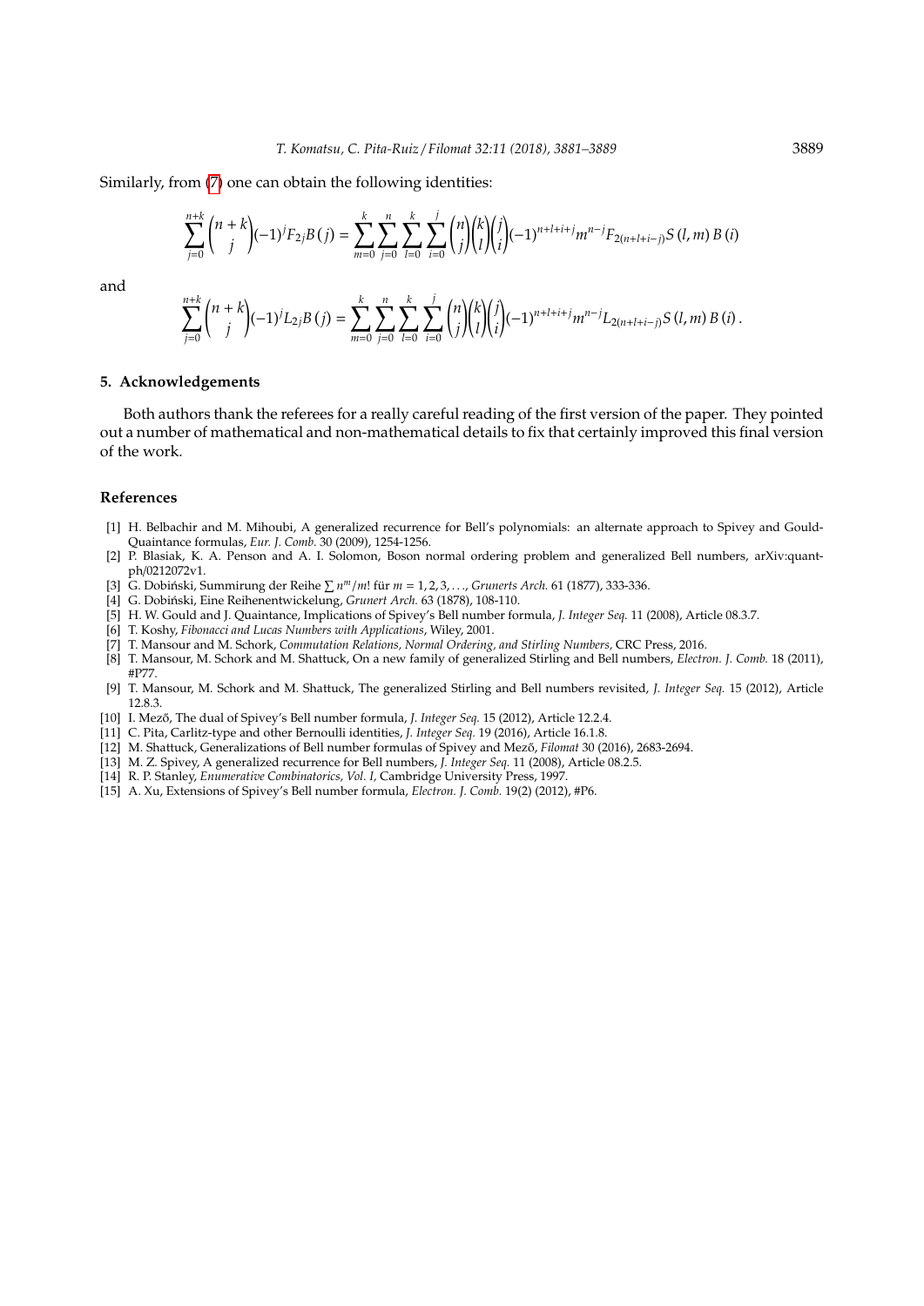Similarly, from (7) one can obtain the following identities:

$$\sum_{j=0}^{n+k}\binom{n+k}{j}(-1)^j F_{2j}B(j)=\sum_{m=0}^{k}\sum_{j=0}^{n}\sum_{l=0}^{k}\sum_{i=0}^{j}\binom{n}{j}\binom{k}{l}\binom{j}{i}(-1)^{n+l+i+j}m^{n-j}F_{2(n+l+i-j)}S(l,m)B(i)$$

and

$$\sum_{j=0}^{n+k}\binom{n+k}{j}(-1)^j L_{2j}B(j)=\sum_{m=0}^{k}\sum_{j=0}^{n}\sum_{l=0}^{k}\sum_{i=0}^{j}\binom{n}{j}\binom{k}{l}\binom{j}{i}(-1)^{n+l+i+j}m^{n-j}L_{2(n+l+i-j)}S(l,m)B(i).$$

## 5. Acknowledgements

Both authors thank the referees for a really careful reading of the first version of the paper. They pointed out a number of mathematical and non-mathematical details to fix that certainly improved this final version of the work.

## References

[1] H. Belbachir and M. Mihoubi, A generalized recurrence for Bell's polynomials: an alternate approach to Spivey and Gould-Quaintance formulas, *Eur. J. Comb.* 30 (2009), 1254-1256.

[2] P. Blasiak, K. A. Penson and A. I. Solomon, Boson normal ordering problem and generalized Bell numbers, arXiv:quant-ph/0212072v1.

[3] G. Dobiński, Summirung der Reihe $\sum n^m/m!$ für $m = 1, 2, 3, \ldots$, *Grunerts Arch.* 61 (1877), 333-336.

[4] G. Dobiński, Eine Reihenentwickelung, *Grunert Arch.* 63 (1878), 108-110.

[5] H. W. Gould and J. Quaintance, Implications of Spivey's Bell number formula, *J. Integer Seq.* 11 (2008), Article 08.3.7.

[6] T. Koshy, *Fibonacci and Lucas Numbers with Applications*, Wiley, 2001.

[7] T. Mansour and M. Schork, *Commutation Relations, Normal Ordering, and Stirling Numbers*, CRC Press, 2016.

[8] T. Mansour, M. Schork and M. Shattuck, On a new family of generalized Stirling and Bell numbers, *Electron. J. Comb.* 18 (2011), #P77.

[9] T. Mansour, M. Schork and M. Shattuck, The generalized Stirling and Bell numbers revisited, *J. Integer Seq.* 15 (2012), Article 12.8.3.

[10] I. Mező, The dual of Spivey's Bell number formula, *J. Integer Seq.* 15 (2012), Article 12.2.4.

[11] C. Pita, Carlitz-type and other Bernoulli identities, *J. Integer Seq.* 19 (2016), Article 16.1.8.

[12] M. Shattuck, Generalizations of Bell number formulas of Spivey and Mező, *Filomat* 30 (2016), 2683-2694.

[13] M. Z. Spivey, A generalized recurrence for Bell numbers, *J. Integer Seq.* 11 (2008), Article 08.2.5.

[14] R. P. Stanley, *Enumerative Combinatorics, Vol. I*, Cambridge University Press, 1997.

[15] A. Xu, Extensions of Spivey's Bell number formula, *Electron. J. Comb.* 19(2) (2012), #P6.